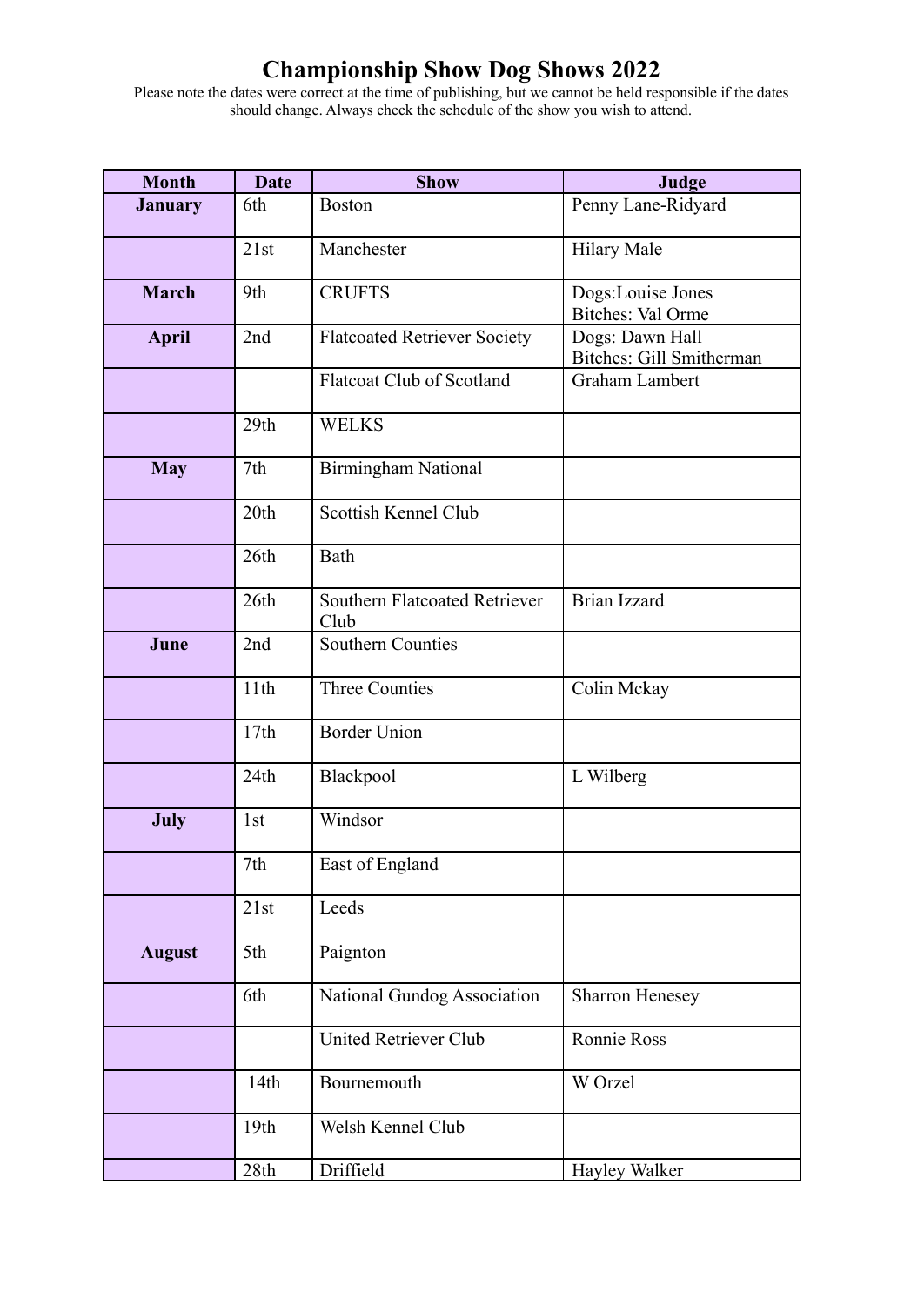# Championship Show Dog Shows 2022

Please note the dates were correct at the time of publishing, but we cannot be held responsible if the dates should change. Always check the schedule of the show you wish to attend.

| Month | Date | Show | Judge |
|---|---|---|---|
| **January** | 6th | Boston | Penny Lane-Ridyard |
| | 21st | Manchester | Hilary Male |
| **March** | 9th | CRUFTS | Dogs:Louise Jones<br>Bitches: Val Orme |
| **April** | 2nd | Flatcoated Retriever Society | Dogs: Dawn Hall<br>Bitches: Gill Smitherman |
| | | Flatcoat Club of Scotland | Graham Lambert |
| | 29th | WELKS | |
| **May** | 7th | Birmingham National | |
| | 20th | Scottish Kennel Club | |
| | 26th | Bath | |
| | 26th | Southern Flatcoated Retriever Club | Brian Izzard |
| **June** | 2nd | Southern Counties | |
| | 11th | Three Counties | Colin Mckay |
| | 17th | Border Union | |
| | 24th | Blackpool | L Wilberg |
| **July** | 1st | Windsor | |
| | 7th | East of England | |
| | 21st | Leeds | |
| **August** | 5th | Paignton | |
| | 6th | National Gundog Association | Sharron Henesey |
| | | United Retriever Club | Ronnie Ross |
| | 14th | Bournemouth | W Orzel |
| | 19th | Welsh Kennel Club | |
| | 28th | Driffield | Hayley Walker |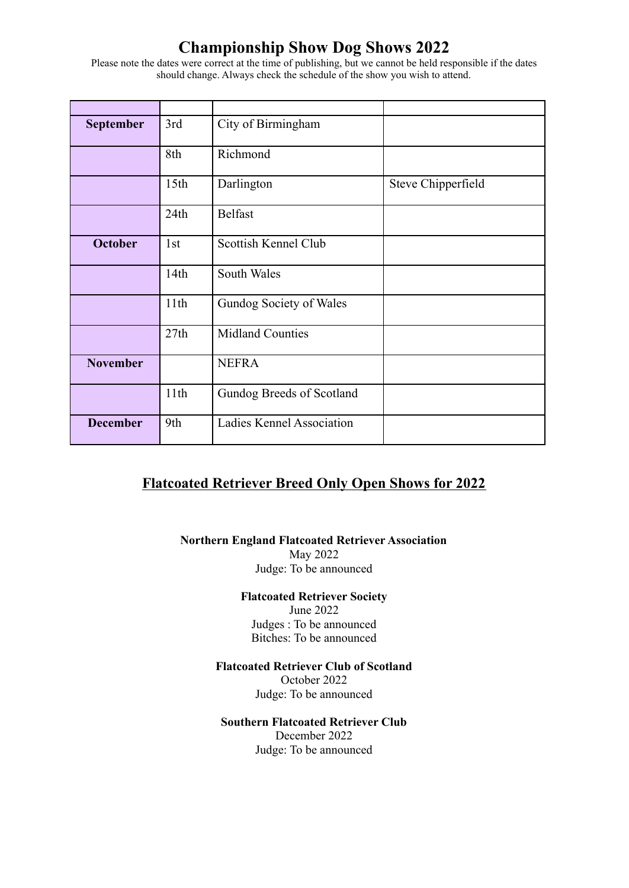# Championship Show Dog Shows 2022

Please note the dates were correct at the time of publishing, but we cannot be held responsible if the dates should change. Always check the schedule of the show you wish to attend.

| | | | |
|---|---|---|---|
| **September** | 3rd | City of Birmingham | |
| | 8th | Richmond | |
| | 15th | Darlington | Steve Chipperfield |
| | 24th | Belfast | |
| **October** | 1st | Scottish Kennel Club | |
| | 14th | South Wales | |
| | 11th | Gundog Society of Wales | |
| | 27th | Midland Counties | |
| **November** | | NEFRA | |
| | 11th | Gundog Breeds of Scotland | |
| **December** | 9th | Ladies Kennel Association | |

## Flatcoated Retriever Breed Only Open Shows for 2022

**Northern England Flatcoated Retriever Association**
May 2022
Judge: To be announced

**Flatcoated Retriever Society**
June 2022
Judges : To be announced
Bitches: To be announced

**Flatcoated Retriever Club of Scotland**
October 2022
Judge: To be announced

**Southern Flatcoated Retriever Club**
December 2022
Judge: To be announced